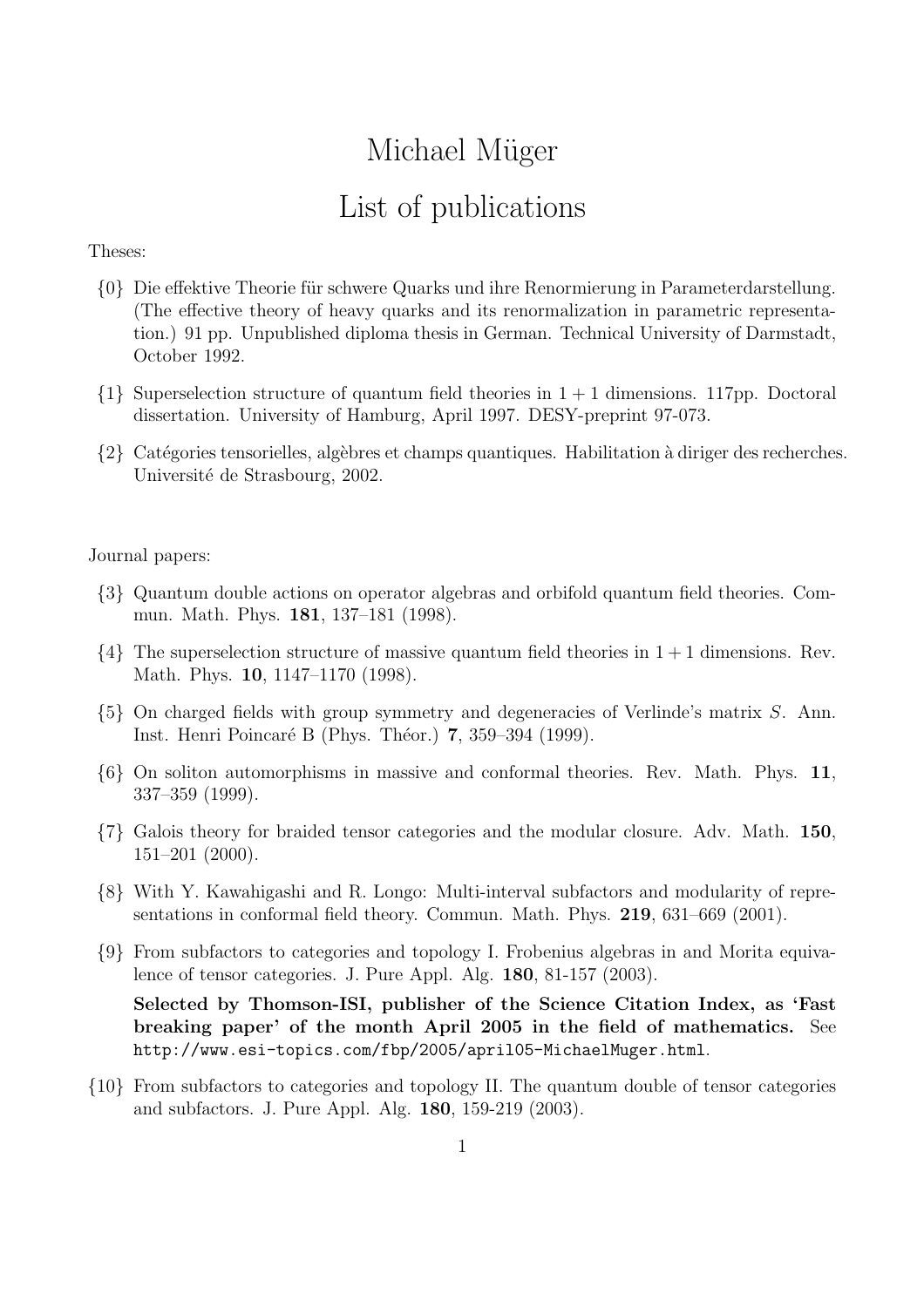# Michael Müger

## List of publications

Theses:

{0} Die effektive Theorie für schwere Quarks und ihre Renormierung in Parameterdarstellung. (The effective theory of heavy quarks and its renormalization in parametric representation.) 91 pp. Unpublished diploma thesis in German. Technical University of Darmstadt, October 1992.

{1} Superselection structure of quantum field theories in $1+1$ dimensions. 117pp. Doctoral dissertation. University of Hamburg, April 1997. DESY-preprint 97-073.

{2} Catégories tensorielles, algèbres et champs quantiques. Habilitation à diriger des recherches. Université de Strasbourg, 2002.

Journal papers:

{3} Quantum double actions on operator algebras and orbifold quantum field theories. Commun. Math. Phys. **181**, 137–181 (1998).

{4} The superselection structure of massive quantum field theories in $1+1$ dimensions. Rev. Math. Phys. **10**, 1147–1170 (1998).

{5} On charged fields with group symmetry and degeneracies of Verlinde's matrix $S$. Ann. Inst. Henri Poincaré B (Phys. Théor.) **7**, 359–394 (1999).

{6} On soliton automorphisms in massive and conformal theories. Rev. Math. Phys. **11**, 337–359 (1999).

{7} Galois theory for braided tensor categories and the modular closure. Adv. Math. **150**, 151–201 (2000).

{8} With Y. Kawahigashi and R. Longo: Multi-interval subfactors and modularity of representations in conformal field theory. Commun. Math. Phys. **219**, 631–669 (2001).

{9} From subfactors to categories and topology I. Frobenius algebras in and Morita equivalence of tensor categories. J. Pure Appl. Alg. **180**, 81-157 (2003).

**Selected by Thomson-ISI, publisher of the Science Citation Index, as 'Fast breaking paper' of the month April 2005 in the field of mathematics.** See `http://www.esi-topics.com/fbp/2005/april05-MichaelMuger.html`.

{10} From subfactors to categories and topology II. The quantum double of tensor categories and subfactors. J. Pure Appl. Alg. **180**, 159-219 (2003).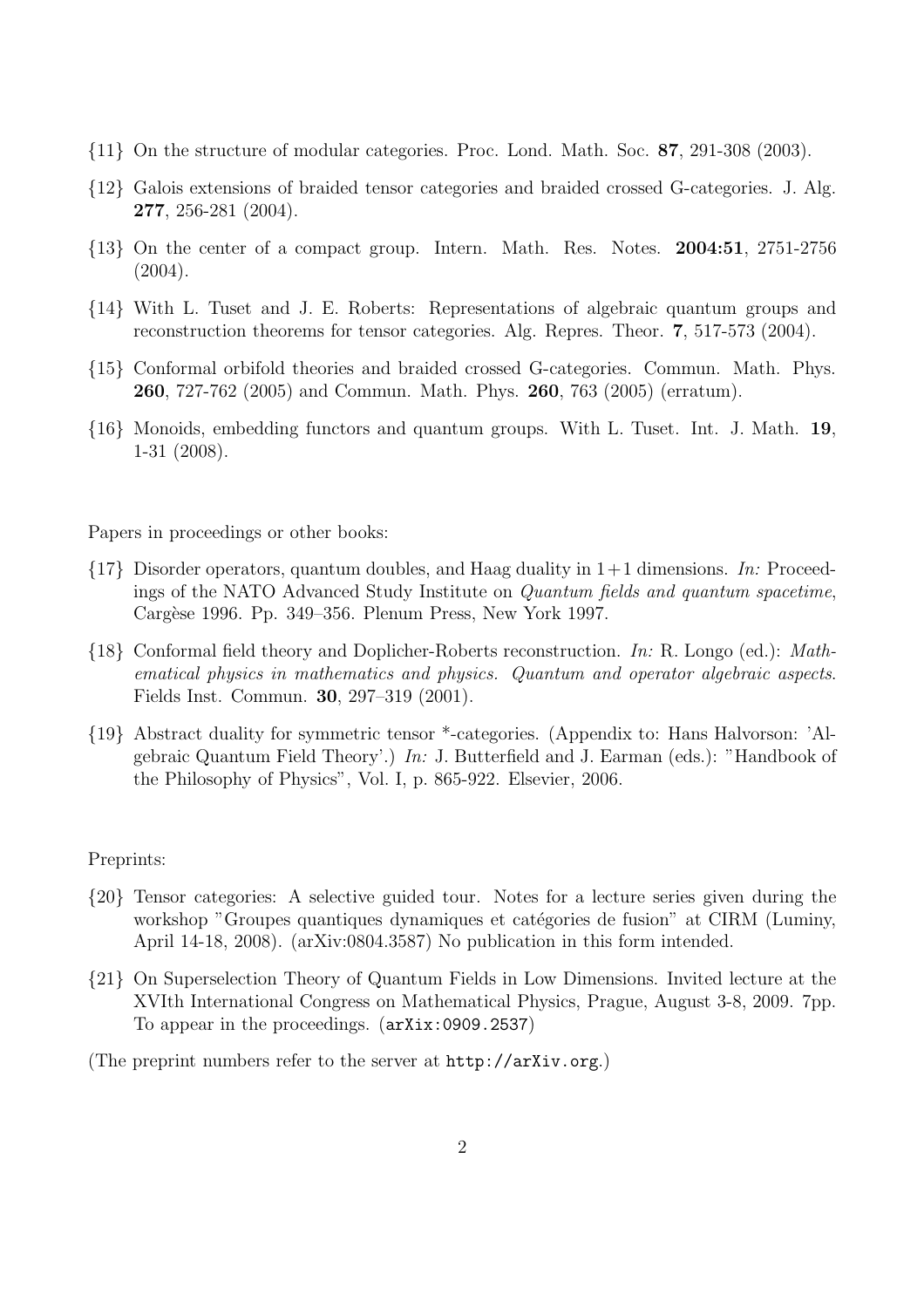{11} On the structure of modular categories. Proc. Lond. Math. Soc. **87**, 291-308 (2003).

{12} Galois extensions of braided tensor categories and braided crossed G-categories. J. Alg. **277**, 256-281 (2004).

{13} On the center of a compact group. Intern. Math. Res. Notes. **2004:51**, 2751-2756 (2004).

{14} With L. Tuset and J. E. Roberts: Representations of algebraic quantum groups and reconstruction theorems for tensor categories. Alg. Repres. Theor. **7**, 517-573 (2004).

{15} Conformal orbifold theories and braided crossed G-categories. Commun. Math. Phys. **260**, 727-762 (2005) and Commun. Math. Phys. **260**, 763 (2005) (erratum).

{16} Monoids, embedding functors and quantum groups. With L. Tuset. Int. J. Math. **19**, 1-31 (2008).

Papers in proceedings or other books:

{17} Disorder operators, quantum doubles, and Haag duality in 1+1 dimensions. *In:* Proceedings of the NATO Advanced Study Institute on *Quantum fields and quantum spacetime*, Cargèse 1996. Pp. 349–356. Plenum Press, New York 1997.

{18} Conformal field theory and Doplicher-Roberts reconstruction. *In:* R. Longo (ed.): *Mathematical physics in mathematics and physics. Quantum and operator algebraic aspects*. Fields Inst. Commun. **30**, 297–319 (2001).

{19} Abstract duality for symmetric tensor *-categories. (Appendix to: Hans Halvorson: 'Algebraic Quantum Field Theory'.) *In:* J. Butterfield and J. Earman (eds.): "Handbook of the Philosophy of Physics", Vol. I, p. 865-922. Elsevier, 2006.

Preprints:

{20} Tensor categories: A selective guided tour. Notes for a lecture series given during the workshop "Groupes quantiques dynamiques et catégories de fusion" at CIRM (Luminy, April 14-18, 2008). (arXiv:0804.3587) No publication in this form intended.

{21} On Superselection Theory of Quantum Fields in Low Dimensions. Invited lecture at the XVIth International Congress on Mathematical Physics, Prague, August 3-8, 2009. 7pp. To appear in the proceedings. (`arXix:0909.2537`)

(The preprint numbers refer to the server at `http://arXiv.org`.)